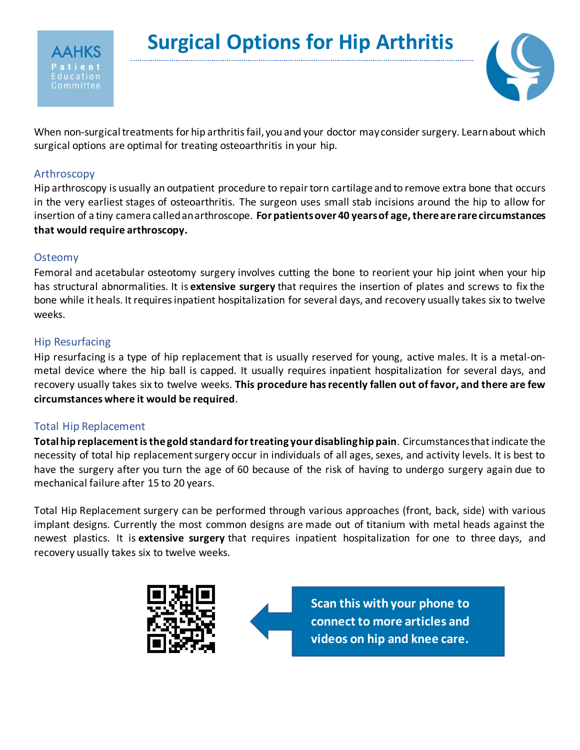AAHKS
Patient
Education
Committee

# Surgical Options for Hip Arthritis

When non-surgical treatments for hip arthritis fail, you and your doctor may consider surgery. Learn about which surgical options are optimal for treating osteoarthritis in your hip.

## Arthroscopy

Hip arthroscopy is usually an outpatient procedure to repair torn cartilage and to remove extra bone that occurs in the very earliest stages of osteoarthritis. The surgeon uses small stab incisions around the hip to allow for insertion of a tiny camera called an arthroscope. **For patients over 40 years of age, there are rare circumstances that would require arthroscopy.**

## Osteomy

Femoral and acetabular osteotomy surgery involves cutting the bone to reorient your hip joint when your hip has structural abnormalities. It is **extensive surgery** that requires the insertion of plates and screws to fix the bone while it heals. It requires inpatient hospitalization for several days, and recovery usually takes six to twelve weeks.

## Hip Resurfacing

Hip resurfacing is a type of hip replacement that is usually reserved for young, active males. It is a metal-on-metal device where the hip ball is capped. It usually requires inpatient hospitalization for several days, and recovery usually takes six to twelve weeks. **This procedure has recently fallen out of favor, and there are few circumstances where it would be required**.

## Total Hip Replacement

**Total hip replacement is the gold standard for treating your disabling hip pain**. Circumstances that indicate the necessity of total hip replacement surgery occur in individuals of all ages, sexes, and activity levels. It is best to have the surgery after you turn the age of 60 because of the risk of having to undergo surgery again due to mechanical failure after 15 to 20 years.

Total Hip Replacement surgery can be performed through various approaches (front, back, side) with various implant designs. Currently the most common designs are made out of titanium with metal heads against the newest plastics. It is **extensive surgery** that requires inpatient hospitalization for one to three days, and recovery usually takes six to twelve weeks.

**Scan this with your phone to connect to more articles and videos on hip and knee care.**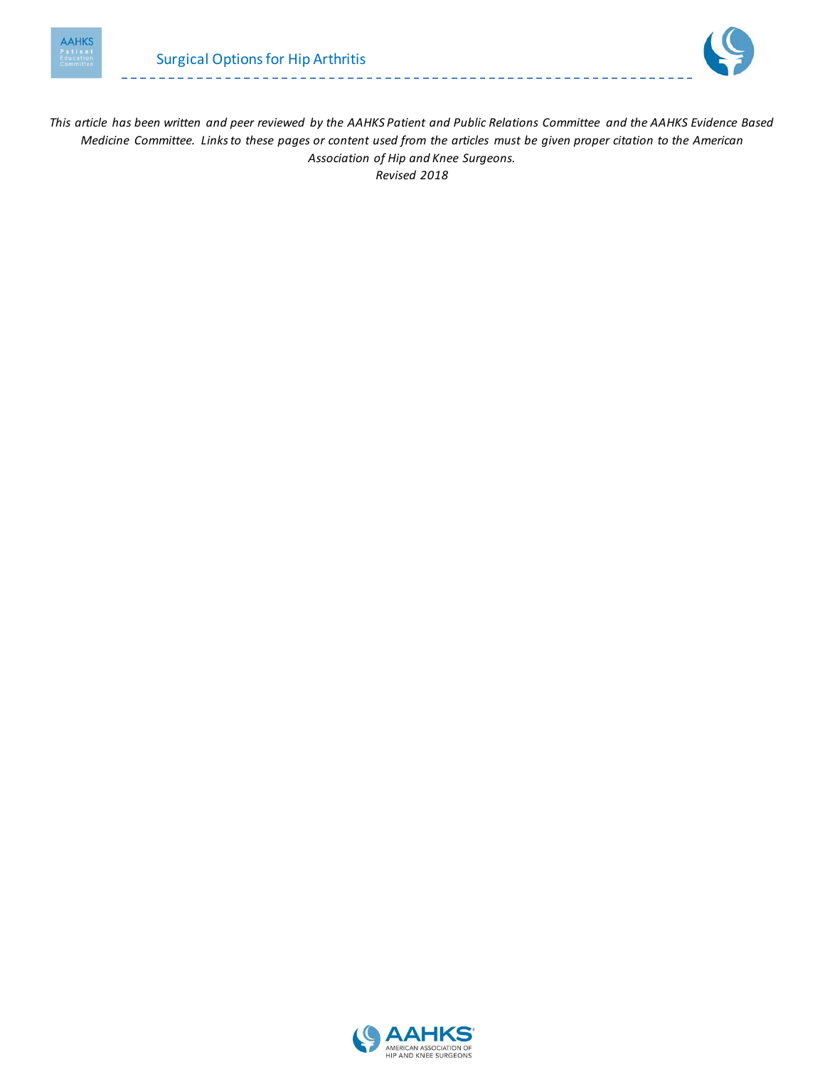*This article has been written and peer reviewed by the AAHKS Patient and Public Relations Committee and the AAHKS Evidence Based Medicine Committee. Links to these pages or content used from the articles must be given proper citation to the American Association of Hip and Knee Surgeons.*
*Revised 2018*